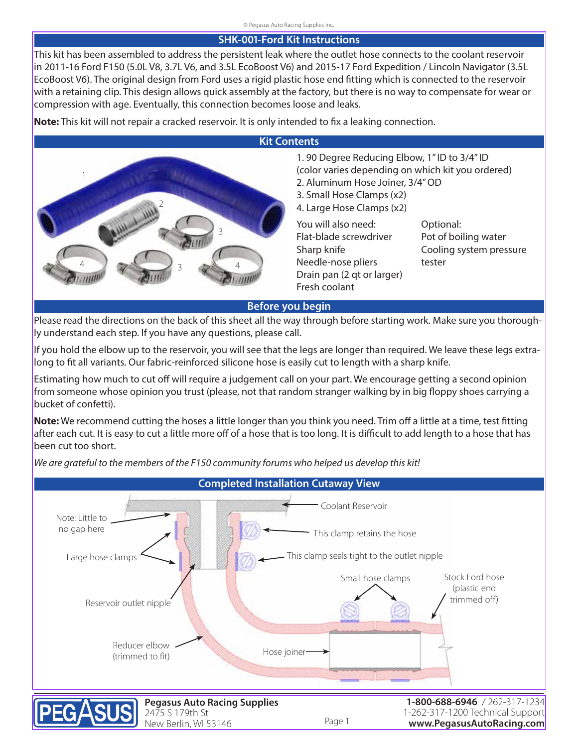# SHK-001-Ford Kit Instructions

This kit has been assembled to address the persistent leak where the outlet hose connects to the coolant reservoir in 2011-16 Ford F150 (5.0L V8, 3.7L V6, and 3.5L EcoBoost V6) and 2015-17 Ford Expedition / Lincoln Navigator (3.5L EcoBoost V6). The original design from Ford uses a rigid plastic hose end fitting which is connected to the reservoir with a retaining clip. This design allows quick assembly at the factory, but there is no way to compensate for wear or compression with age. Eventually, this connection becomes loose and leaks.

**Note:** This kit will not repair a cracked reservoir. It is only intended to fix a leaking connection.

## Kit Contents

1. 90 Degree Reducing Elbow, 1" ID to 3/4" ID (color varies depending on which kit you ordered)
2. Aluminum Hose Joiner, 3/4" OD
3. Small Hose Clamps (x2)
4. Large Hose Clamps (x2)

You will also need:
- Flat-blade screwdriver
- Sharp knife
- Needle-nose pliers
- Drain pan (2 qt or larger)
- Fresh coolant

Optional:
- Pot of boiling water
- Cooling system pressure tester

## Before you begin

Please read the directions on the back of this sheet all the way through before starting work. Make sure you thoroughly understand each step. If you have any questions, please call.

If you hold the elbow up to the reservoir, you will see that the legs are longer than required. We leave these legs extra-long to fit all variants. Our fabric-reinforced silicone hose is easily cut to length with a sharp knife.

Estimating how much to cut off will require a judgement call on your part. We encourage getting a second opinion from someone whose opinion you trust (please, not that random stranger walking by in big floppy shoes carrying a bucket of confetti).

**Note:** We recommend cutting the hoses a little longer than you think you need. Trim off a little at a time, test fitting after each cut. It is easy to cut a little more off of a hose that is too long. It is difficult to add length to a hose that has been cut too short.

*We are grateful to the members of the F150 community forums who helped us develop this kit!*

## Completed Installation Cutaway View

Coolant Reservoir
Note: Little to no gap here
This clamp retains the hose
Large hose clamps
This clamp seals tight to the outlet nipple
Small hose clamps
Stock Ford hose (plastic end trimmed off)
Reservoir outlet nipple
Reducer elbow (trimmed to fit)
Hose joiner

**Pegasus Auto Racing Supplies**
2475 S 179th St
New Berlin, WI 53146

**1-800-688-6946** / 262-317-1234
1-262-317-1200 Technical Support
**www.PegasusAutoRacing.com**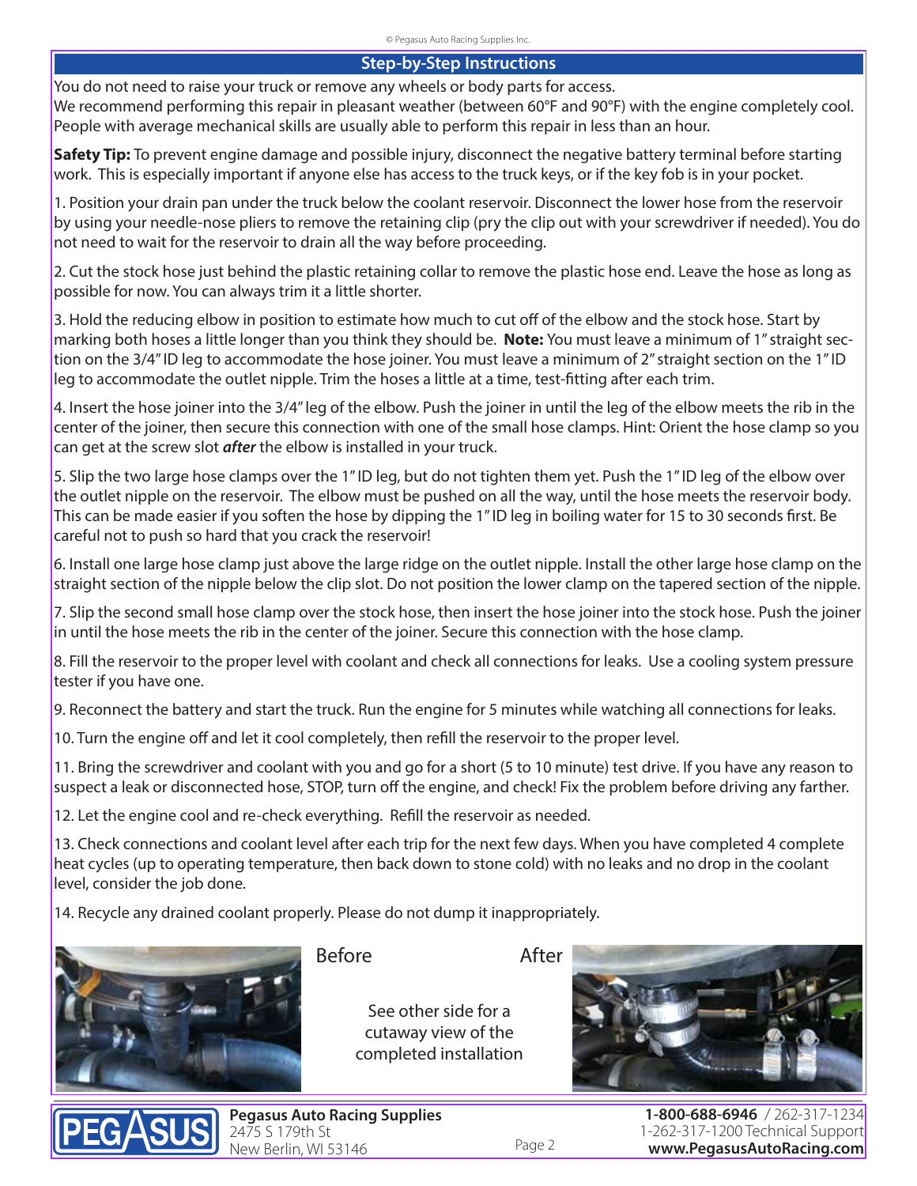## Step-by-Step Instructions

You do not need to raise your truck or remove any wheels or body parts for access.
We recommend performing this repair in pleasant weather (between 60°F and 90°F) with the engine completely cool.
People with average mechanical skills are usually able to perform this repair in less than an hour.

**Safety Tip:** To prevent engine damage and possible injury, disconnect the negative battery terminal before starting work. This is especially important if anyone else has access to the truck keys, or if the key fob is in your pocket.

1. Position your drain pan under the truck below the coolant reservoir. Disconnect the lower hose from the reservoir by using your needle-nose pliers to remove the retaining clip (pry the clip out with your screwdriver if needed). You do not need to wait for the reservoir to drain all the way before proceeding.

2. Cut the stock hose just behind the plastic retaining collar to remove the plastic hose end. Leave the hose as long as possible for now. You can always trim it a little shorter.

3. Hold the reducing elbow in position to estimate how much to cut off of the elbow and the stock hose. Start by marking both hoses a little longer than you think they should be. **Note:** You must leave a minimum of 1" straight section on the 3/4" ID leg to accommodate the hose joiner. You must leave a minimum of 2" straight section on the 1" ID leg to accommodate the outlet nipple. Trim the hoses a little at a time, test-fitting after each trim.

4. Insert the hose joiner into the 3/4" leg of the elbow. Push the joiner in until the leg of the elbow meets the rib in the center of the joiner, then secure this connection with one of the small hose clamps. Hint: Orient the hose clamp so you can get at the screw slot ***after*** the elbow is installed in your truck.

5. Slip the two large hose clamps over the 1" ID leg, but do not tighten them yet. Push the 1" ID leg of the elbow over the outlet nipple on the reservoir. The elbow must be pushed on all the way, until the hose meets the reservoir body. This can be made easier if you soften the hose by dipping the 1" ID leg in boiling water for 15 to 30 seconds first. Be careful not to push so hard that you crack the reservoir!

6. Install one large hose clamp just above the large ridge on the outlet nipple. Install the other large hose clamp on the straight section of the nipple below the clip slot. Do not position the lower clamp on the tapered section of the nipple.

7. Slip the second small hose clamp over the stock hose, then insert the hose joiner into the stock hose. Push the joiner in until the hose meets the rib in the center of the joiner. Secure this connection with the hose clamp.

8. Fill the reservoir to the proper level with coolant and check all connections for leaks. Use a cooling system pressure tester if you have one.

9. Reconnect the battery and start the truck. Run the engine for 5 minutes while watching all connections for leaks.

10. Turn the engine off and let it cool completely, then refill the reservoir to the proper level.

11. Bring the screwdriver and coolant with you and go for a short (5 to 10 minute) test drive. If you have any reason to suspect a leak or disconnected hose, STOP, turn off the engine, and check! Fix the problem before driving any farther.

12. Let the engine cool and re-check everything. Refill the reservoir as needed.

13. Check connections and coolant level after each trip for the next few days. When you have completed 4 complete heat cycles (up to operating temperature, then back down to stone cold) with no leaks and no drop in the coolant level, consider the job done.

14. Recycle any drained coolant properly. Please do not dump it inappropriately.

Before

After

See other side for a cutaway view of the completed installation

**Pegasus Auto Racing Supplies**
2475 S 179th St
New Berlin, WI 53146

**1-800-688-6946** / 262-317-1234
1-262-317-1200 Technical Support
**www.PegasusAutoRacing.com**